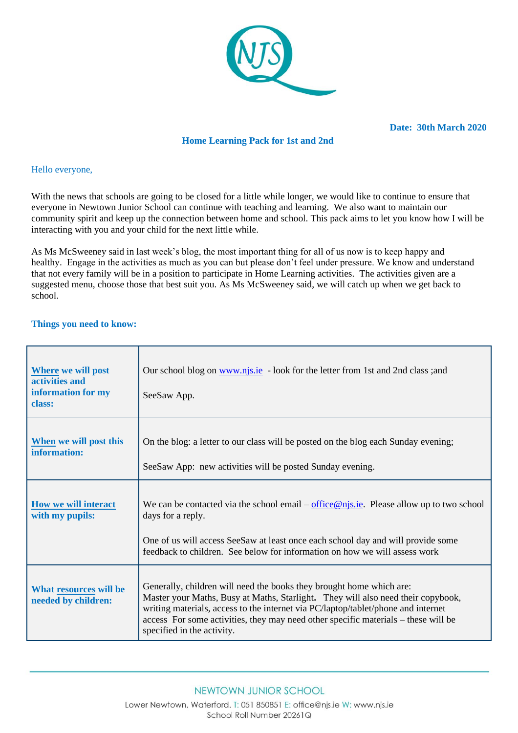**Date: 30th March 2020**

## Home Learning Pack for 1st and 2nd

Hello everyone,

With the news that schools are going to be closed for a little while longer, we would like to continue to ensure that everyone in Newtown Junior School can continue with teaching and learning. We also want to maintain our community spirit and keep up the connection between home and school. This pack aims to let you know how I will be interacting with you and your child for the next little while.

As Ms McSweeney said in last week's blog, the most important thing for all of us now is to keep happy and healthy. Engage in the activities as much as you can but please don't feel under pressure. We know and understand that not every family will be in a position to participate in Home Learning activities. The activities given are a suggested menu, choose those that best suit you. As Ms McSweeney said, we will catch up when we get back to school.

### Things you need to know:

| | |
|---|---|
| **Where we will post activities and information for my class:** | Our school blog on www.njs.ie - look for the letter from 1st and 2nd class ;and<br><br>SeeSaw App. |
| **When we will post this information:** | On the blog: a letter to our class will be posted on the blog each Sunday evening;<br><br>SeeSaw App: new activities will be posted Sunday evening. |
| **How we will interact with my pupils:** | We can be contacted via the school email – office@njs.ie. Please allow up to two school days for a reply.<br><br>One of us will access SeeSaw at least once each school day and will provide some feedback to children. See below for information on how we will assess work |
| **What resources will be needed by children:** | Generally, children will need the books they brought home which are: Master your Maths, Busy at Maths, Starlight. They will also need their copybook, writing materials, access to the internet via PC/laptop/tablet/phone and internet access For some activities, they may need other specific materials – these will be specified in the activity. |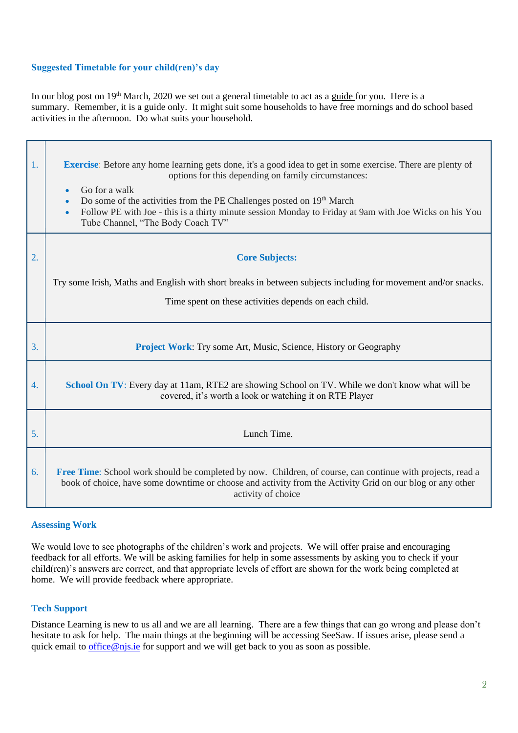## Suggested Timetable for your child(ren)'s day

In our blog post on 19th March, 2020 we set out a general timetable to act as a guide for you. Here is a summary. Remember, it is a guide only. It might suit some households to have free mornings and do school based activities in the afternoon. Do what suits your household.

| | |
|---|---|
| 1. | **Exercise**: Before any home learning gets done, it's a good idea to get in some exercise. There are plenty of options for this depending on family circumstances:<br>• Go for a walk<br>• Do some of the activities from the PE Challenges posted on 19th March<br>• Follow PE with Joe - this is a thirty minute session Monday to Friday at 9am with Joe Wicks on his You Tube Channel, "The Body Coach TV" |
| 2. | **Core Subjects:**<br>Try some Irish, Maths and English with short breaks in between subjects including for movement and/or snacks.<br>Time spent on these activities depends on each child. |
| 3. | **Project Work**: Try some Art, Music, Science, History or Geography |
| 4. | **School On TV**: Every day at 11am, RTE2 are showing School on TV. While we don't know what will be covered, it's worth a look or watching it on RTE Player |
| 5. | Lunch Time. |
| 6. | **Free Time**: School work should be completed by now. Children, of course, can continue with projects, read a book of choice, have some downtime or choose and activity from the Activity Grid on our blog or any other activity of choice |

## Assessing Work

We would love to see photographs of the children's work and projects. We will offer praise and encouraging feedback for all efforts. We will be asking families for help in some assessments by asking you to check if your child(ren)'s answers are correct, and that appropriate levels of effort are shown for the work being completed at home. We will provide feedback where appropriate.

## Tech Support

Distance Learning is new to us all and we are all learning. There are a few things that can go wrong and please don't hesitate to ask for help. The main things at the beginning will be accessing SeeSaw. If issues arise, please send a quick email to office@njs.ie for support and we will get back to you as soon as possible.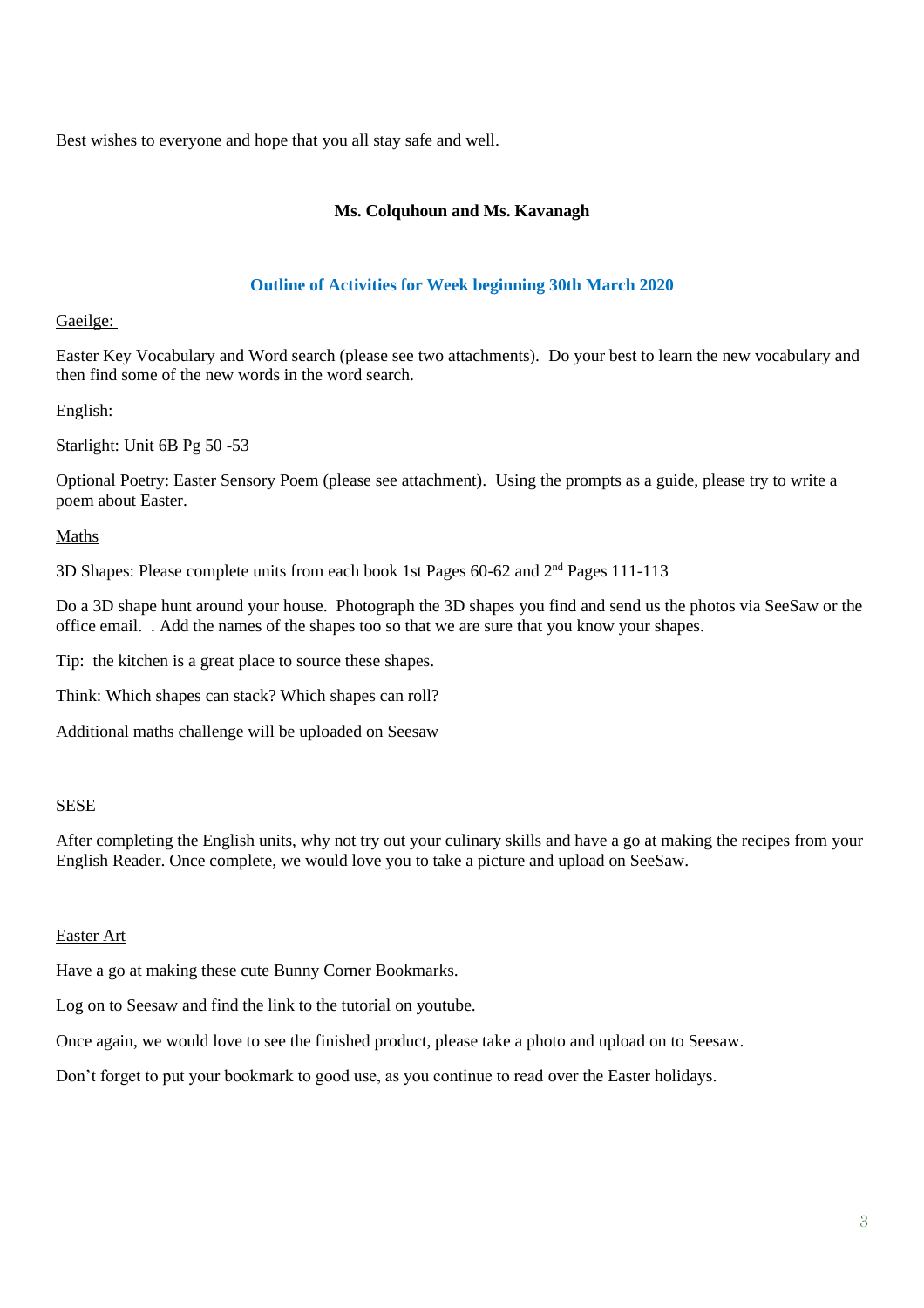Best wishes to everyone and hope that you all stay safe and well.

**Ms. Colquhoun and Ms. Kavanagh**

## Outline of Activities for Week beginning 30th March 2020

Gaeilge:

Easter Key Vocabulary and Word search (please see two attachments). Do your best to learn the new vocabulary and then find some of the new words in the word search.

English:

Starlight: Unit 6B Pg 50 -53

Optional Poetry: Easter Sensory Poem (please see attachment). Using the prompts as a guide, please try to write a poem about Easter.

Maths

3D Shapes: Please complete units from each book 1st Pages 60-62 and 2nd Pages 111-113

Do a 3D shape hunt around your house. Photograph the 3D shapes you find and send us the photos via SeeSaw or the office email. . Add the names of the shapes too so that we are sure that you know your shapes.

Tip: the kitchen is a great place to source these shapes.

Think: Which shapes can stack? Which shapes can roll?

Additional maths challenge will be uploaded on Seesaw

SESE

After completing the English units, why not try out your culinary skills and have a go at making the recipes from your English Reader. Once complete, we would love you to take a picture and upload on SeeSaw.

Easter Art

Have a go at making these cute Bunny Corner Bookmarks.

Log on to Seesaw and find the link to the tutorial on youtube.

Once again, we would love to see the finished product, please take a photo and upload on to Seesaw.

Don't forget to put your bookmark to good use, as you continue to read over the Easter holidays.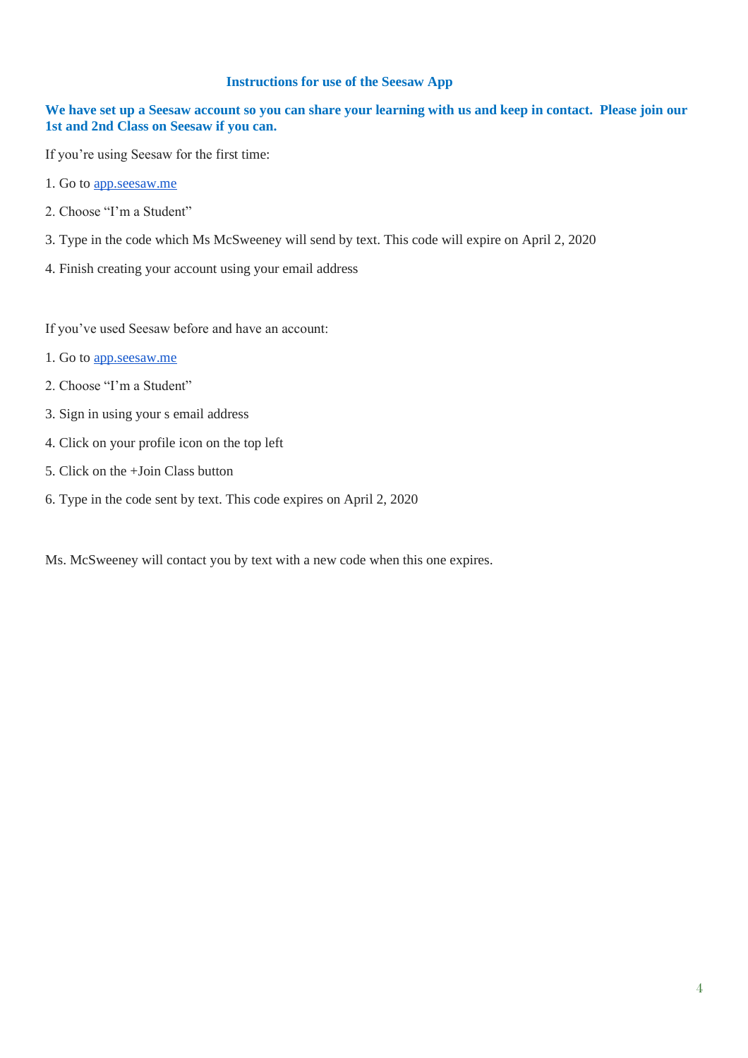## Instructions for use of the Seesaw App

**We have set up a Seesaw account so you can share your learning with us and keep in contact. Please join our 1st and 2nd Class on Seesaw if you can.**

If you're using Seesaw for the first time:

1. Go to app.seesaw.me
2. Choose "I'm a Student"
3. Type in the code which Ms McSweeney will send by text. This code will expire on April 2, 2020
4. Finish creating your account using your email address

If you've used Seesaw before and have an account:

1. Go to app.seesaw.me
2. Choose "I'm a Student"
3. Sign in using your s email address
4. Click on your profile icon on the top left
5. Click on the +Join Class button
6. Type in the code sent by text. This code expires on April 2, 2020

Ms. McSweeney will contact you by text with a new code when this one expires.